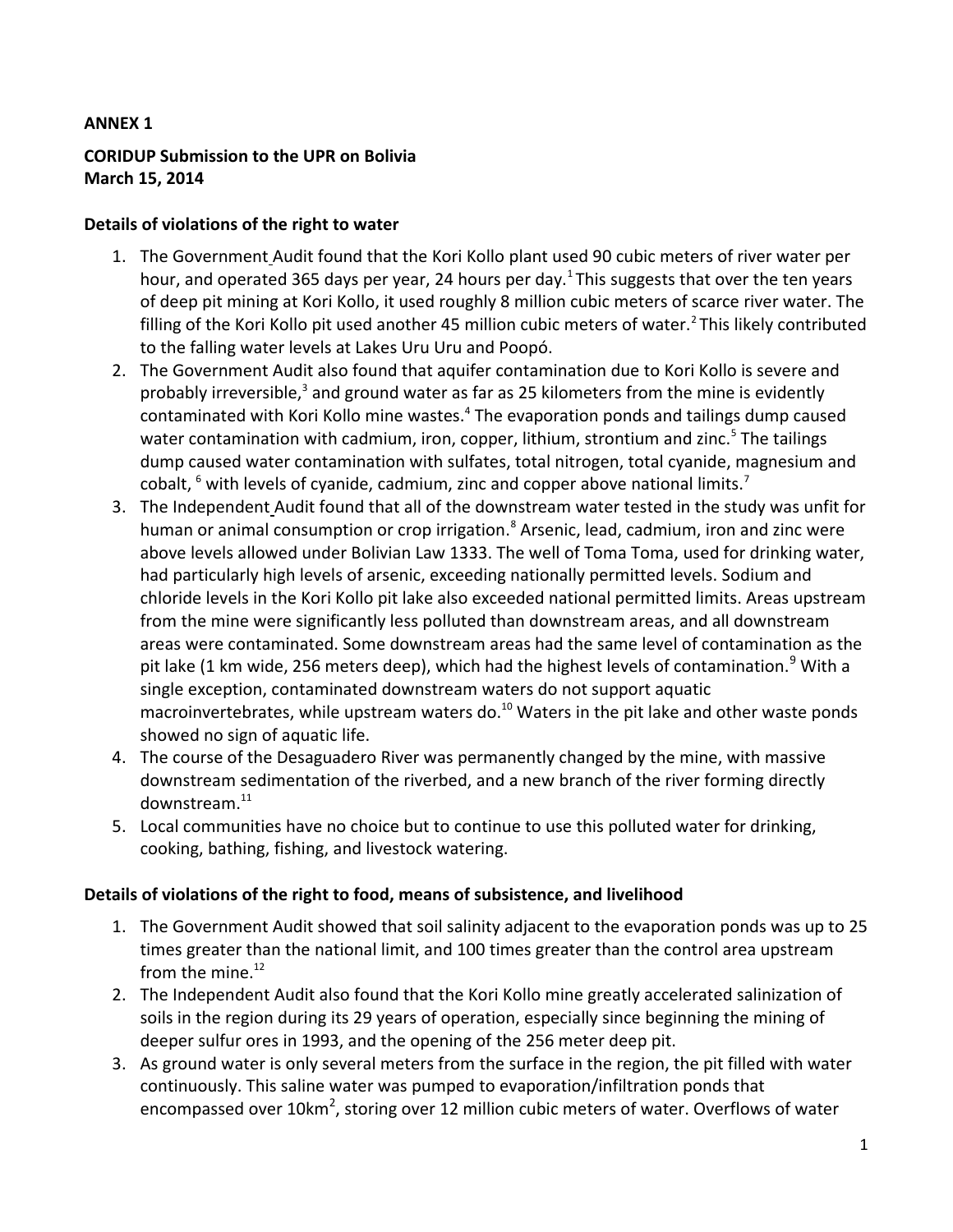**ANNEX 1**

**CORIDUP Submission to the UPR on Bolivia**
**March 15, 2014**

**Details of violations of the right to water**

1. The Government Audit found that the Kori Kollo plant used 90 cubic meters of river water per hour, and operated 365 days per year, 24 hours per day.[1] This suggests that over the ten years of deep pit mining at Kori Kollo, it used roughly 8 million cubic meters of scarce river water. The filling of the Kori Kollo pit used another 45 million cubic meters of water.[2] This likely contributed to the falling water levels at Lakes Uru Uru and Poopó.
2. The Government Audit also found that aquifer contamination due to Kori Kollo is severe and probably irreversible,[3] and ground water as far as 25 kilometers from the mine is evidently contaminated with Kori Kollo mine wastes.[4] The evaporation ponds and tailings dump caused water contamination with cadmium, iron, copper, lithium, strontium and zinc.[5] The tailings dump caused water contamination with sulfates, total nitrogen, total cyanide, magnesium and cobalt, [6] with levels of cyanide, cadmium, zinc and copper above national limits.[7]
3. The Independent Audit found that all of the downstream water tested in the study was unfit for human or animal consumption or crop irrigation.[8] Arsenic, lead, cadmium, iron and zinc were above levels allowed under Bolivian Law 1333. The well of Toma Toma, used for drinking water, had particularly high levels of arsenic, exceeding nationally permitted levels. Sodium and chloride levels in the Kori Kollo pit lake also exceeded national permitted limits. Areas upstream from the mine were significantly less polluted than downstream areas, and all downstream areas were contaminated. Some downstream areas had the same level of contamination as the pit lake (1 km wide, 256 meters deep), which had the highest levels of contamination.[9] With a single exception, contaminated downstream waters do not support aquatic macroinvertebrates, while upstream waters do.[10] Waters in the pit lake and other waste ponds showed no sign of aquatic life.
4. The course of the Desaguadero River was permanently changed by the mine, with massive downstream sedimentation of the riverbed, and a new branch of the river forming directly downstream.[11]
5. Local communities have no choice but to continue to use this polluted water for drinking, cooking, bathing, fishing, and livestock watering.

**Details of violations of the right to food, means of subsistence, and livelihood**

1. The Government Audit showed that soil salinity adjacent to the evaporation ponds was up to 25 times greater than the national limit, and 100 times greater than the control area upstream from the mine.[12]
2. The Independent Audit also found that the Kori Kollo mine greatly accelerated salinization of soils in the region during its 29 years of operation, especially since beginning the mining of deeper sulfur ores in 1993, and the opening of the 256 meter deep pit.
3. As ground water is only several meters from the surface in the region, the pit filled with water continuously. This saline water was pumped to evaporation/infiltration ponds that encompassed over $10km^2$, storing over 12 million cubic meters of water. Overflows of water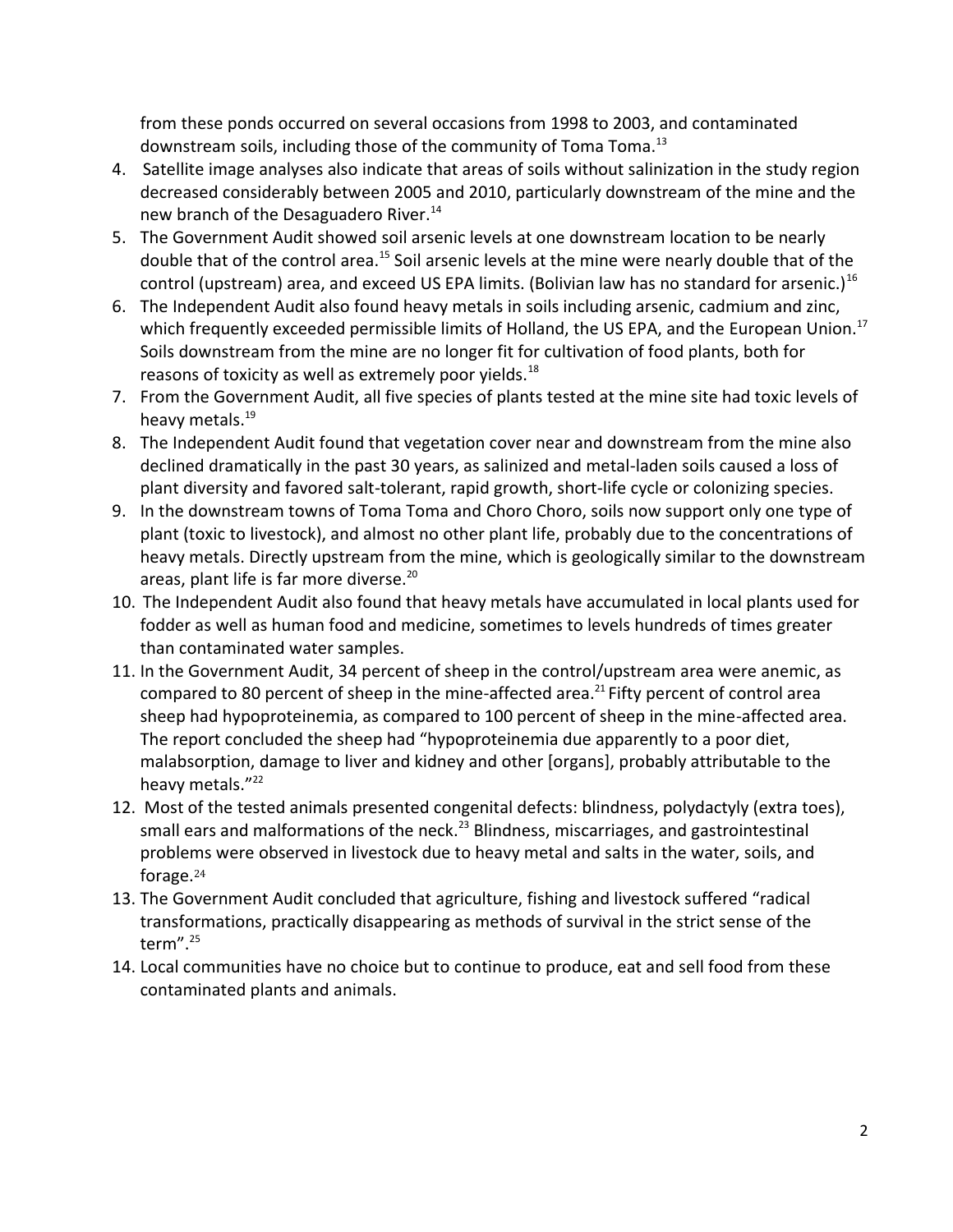from these ponds occurred on several occasions from 1998 to 2003, and contaminated downstream soils, including those of the community of Toma Toma.[13]

4. Satellite image analyses also indicate that areas of soils without salinization in the study region decreased considerably between 2005 and 2010, particularly downstream of the mine and the new branch of the Desaguadero River.[14]
5. The Government Audit showed soil arsenic levels at one downstream location to be nearly double that of the control area.[15] Soil arsenic levels at the mine were nearly double that of the control (upstream) area, and exceed US EPA limits. (Bolivian law has no standard for arsenic.)[16]
6. The Independent Audit also found heavy metals in soils including arsenic, cadmium and zinc, which frequently exceeded permissible limits of Holland, the US EPA, and the European Union.[17] Soils downstream from the mine are no longer fit for cultivation of food plants, both for reasons of toxicity as well as extremely poor yields.[18]
7. From the Government Audit, all five species of plants tested at the mine site had toxic levels of heavy metals.[19]
8. The Independent Audit found that vegetation cover near and downstream from the mine also declined dramatically in the past 30 years, as salinized and metal-laden soils caused a loss of plant diversity and favored salt-tolerant, rapid growth, short-life cycle or colonizing species.
9. In the downstream towns of Toma Toma and Choro Choro, soils now support only one type of plant (toxic to livestock), and almost no other plant life, probably due to the concentrations of heavy metals. Directly upstream from the mine, which is geologically similar to the downstream areas, plant life is far more diverse.[20]
10. The Independent Audit also found that heavy metals have accumulated in local plants used for fodder as well as human food and medicine, sometimes to levels hundreds of times greater than contaminated water samples.
11. In the Government Audit, 34 percent of sheep in the control/upstream area were anemic, as compared to 80 percent of sheep in the mine-affected area.[21] Fifty percent of control area sheep had hypoproteinemia, as compared to 100 percent of sheep in the mine-affected area. The report concluded the sheep had "hypoproteinemia due apparently to a poor diet, malabsorption, damage to liver and kidney and other [organs], probably attributable to the heavy metals."[22]
12. Most of the tested animals presented congenital defects: blindness, polydactyly (extra toes), small ears and malformations of the neck.[23] Blindness, miscarriages, and gastrointestinal problems were observed in livestock due to heavy metal and salts in the water, soils, and forage.[24]
13. The Government Audit concluded that agriculture, fishing and livestock suffered "radical transformations, practically disappearing as methods of survival in the strict sense of the term".[25]
14. Local communities have no choice but to continue to produce, eat and sell food from these contaminated plants and animals.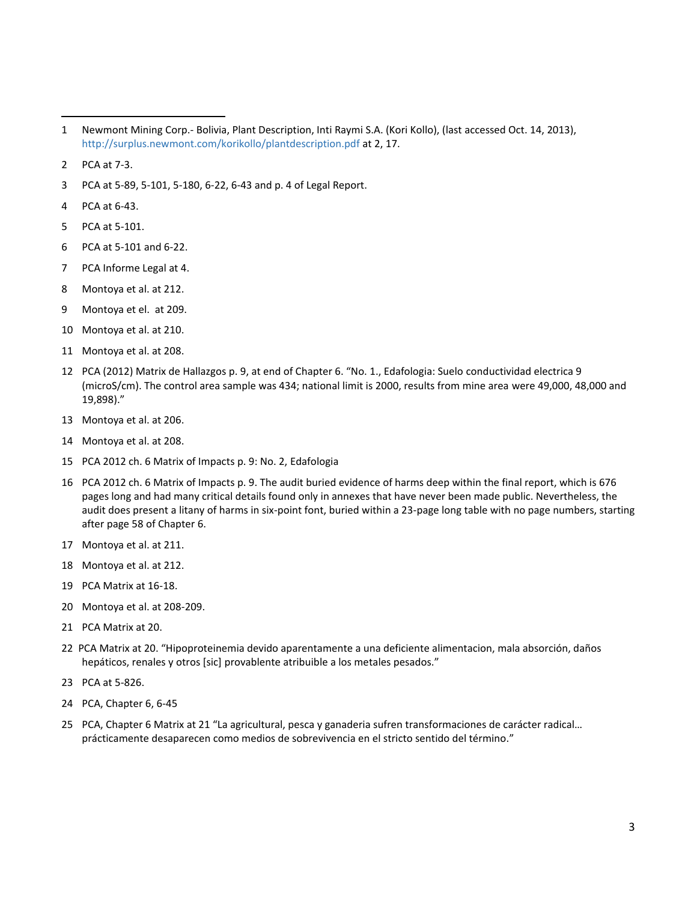1 Newmont Mining Corp.- Bolivia, Plant Description, Inti Raymi S.A. (Kori Kollo), (last accessed Oct. 14, 2013), http://surplus.newmont.com/korikollo/plantdescription.pdf at 2, 17.

2 PCA at 7-3.

3 PCA at 5-89, 5-101, 5-180, 6-22, 6-43 and p. 4 of Legal Report.

4 PCA at 6-43.

5 PCA at 5-101.

6 PCA at 5-101 and 6-22.

7 PCA Informe Legal at 4.

8 Montoya et al. at 212.

9 Montoya et el. at 209.

10 Montoya et al. at 210.

11 Montoya et al. at 208.

12 PCA (2012) Matrix de Hallazgos p. 9, at end of Chapter 6. "No. 1., Edafologia: Suelo conductividad electrica 9 (microS/cm). The control area sample was 434; national limit is 2000, results from mine area were 49,000, 48,000 and 19,898)."

13 Montoya et al. at 206.

14 Montoya et al. at 208.

15 PCA 2012 ch. 6 Matrix of Impacts p. 9: No. 2, Edafologia

16 PCA 2012 ch. 6 Matrix of Impacts p. 9. The audit buried evidence of harms deep within the final report, which is 676 pages long and had many critical details found only in annexes that have never been made public. Nevertheless, the audit does present a litany of harms in six-point font, buried within a 23-page long table with no page numbers, starting after page 58 of Chapter 6.

17 Montoya et al. at 211.

18 Montoya et al. at 212.

19 PCA Matrix at 16-18.

20 Montoya et al. at 208-209.

21 PCA Matrix at 20.

22 PCA Matrix at 20. "Hipoproteinemia devido aparentamente a una deficiente alimentacion, mala absorción, daños hepáticos, renales y otros [sic] provablente atribuible a los metales pesados."

23 PCA at 5-826.

24 PCA, Chapter 6, 6-45

25 PCA, Chapter 6 Matrix at 21 "La agricultural, pesca y ganaderia sufren transformaciones de carácter radical… prácticamente desaparecen como medios de sobrevivencia en el stricto sentido del término."